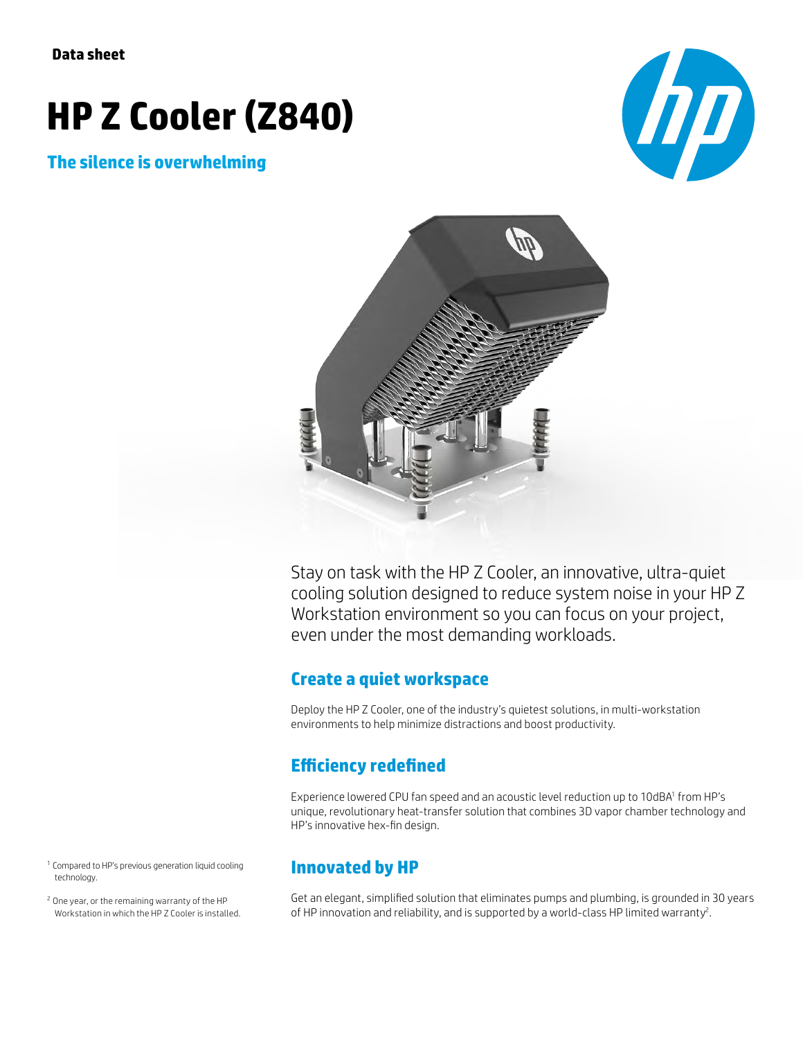Data sheet

# HP Z Cooler (Z840)

## The silence is overwhelming

Stay on task with the HP Z Cooler, an innovative, ultra-quiet cooling solution designed to reduce system noise in your HP Z Workstation environment so you can focus on your project, even under the most demanding workloads.

### Create a quiet workspace

Deploy the HP Z Cooler, one of the industry's quietest solutions, in multi-workstation environments to help minimize distractions and boost productivity.

### Efficiency redefined

Experience lowered CPU fan speed and an acoustic level reduction up to 10dBA[1] from HP's unique, revolutionary heat-transfer solution that combines 3D vapor chamber technology and HP's innovative hex-fin design.

### Innovated by HP

Get an elegant, simplified solution that eliminates pumps and plumbing, is grounded in 30 years of HP innovation and reliability, and is supported by a world-class HP limited warranty[2].

[1] Compared to HP's previous generation liquid cooling technology.

[2] One year, or the remaining warranty of the HP Workstation in which the HP Z Cooler is installed.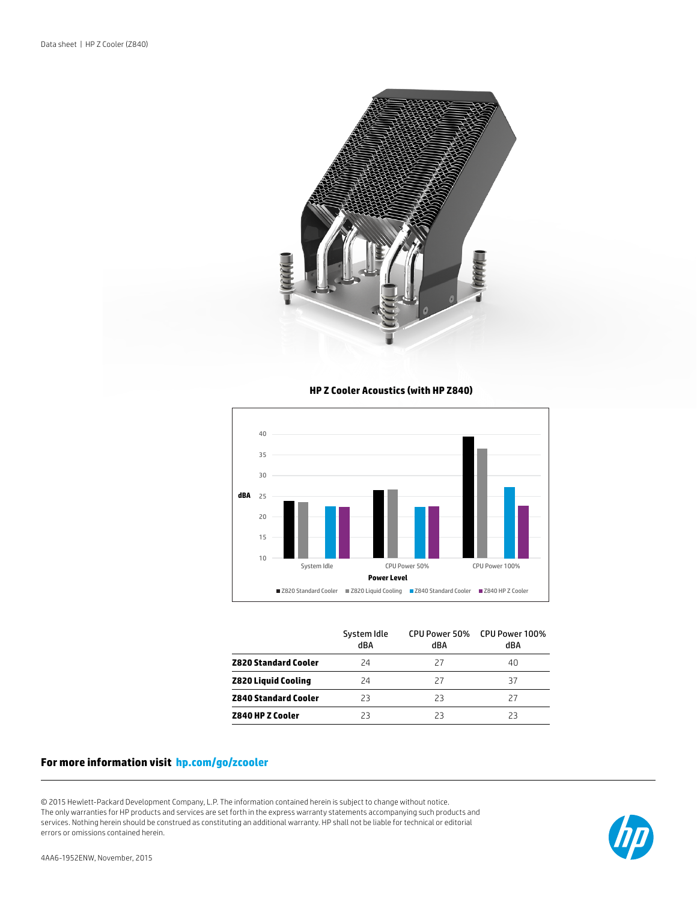## HP Z Cooler Acoustics (with HP Z840)

dBA

40
35
30
25
20
15
10

System Idle
CPU Power 50%
CPU Power 100%

Power Level

Z820 Standard Cooler
Z820 Liquid Cooling
Z840 Standard Cooler
Z840 HP Z Cooler

| | System Idle dBA | CPU Power 50% dBA | CPU Power 100% dBA |
|---|---|---|---|
| **Z820 Standard Cooler** | 24 | 27 | 40 |
| **Z820 Liquid Cooling** | 24 | 27 | 37 |
| **Z840 Standard Cooler** | 23 | 23 | 27 |
| **Z840 HP Z Cooler** | 23 | 23 | 23 |

**For more information visit hp.com/go/zcooler**

© 2015 Hewlett-Packard Development Company, L.P. The information contained herein is subject to change without notice. The only warranties for HP products and services are set forth in the express warranty statements accompanying such products and services. Nothing herein should be construed as constituting an additional warranty. HP shall not be liable for technical or editorial errors or omissions contained herein.

4AA6-1952ENW, November, 2015